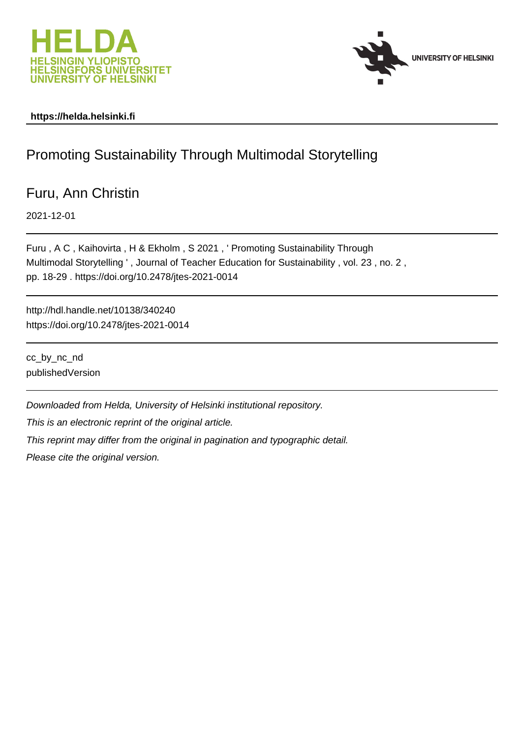**https://helda.helsinki.fi**

# Promoting Sustainability Through Multimodal Storytelling

## Furu, Ann Christin

2021-12-01

Furu , A C , Kaihovirta , H & Ekholm , S 2021 , ' Promoting Sustainability Through Multimodal Storytelling ' , Journal of Teacher Education for Sustainability , vol. 23 , no. 2 , pp. 18-29 . https://doi.org/10.2478/jtes-2021-0014

http://hdl.handle.net/10138/340240
https://doi.org/10.2478/jtes-2021-0014

cc_by_nc_nd
publishedVersion

*Downloaded from Helda, University of Helsinki institutional repository.*

*This is an electronic reprint of the original article.*

*This reprint may differ from the original in pagination and typographic detail.*

*Please cite the original version.*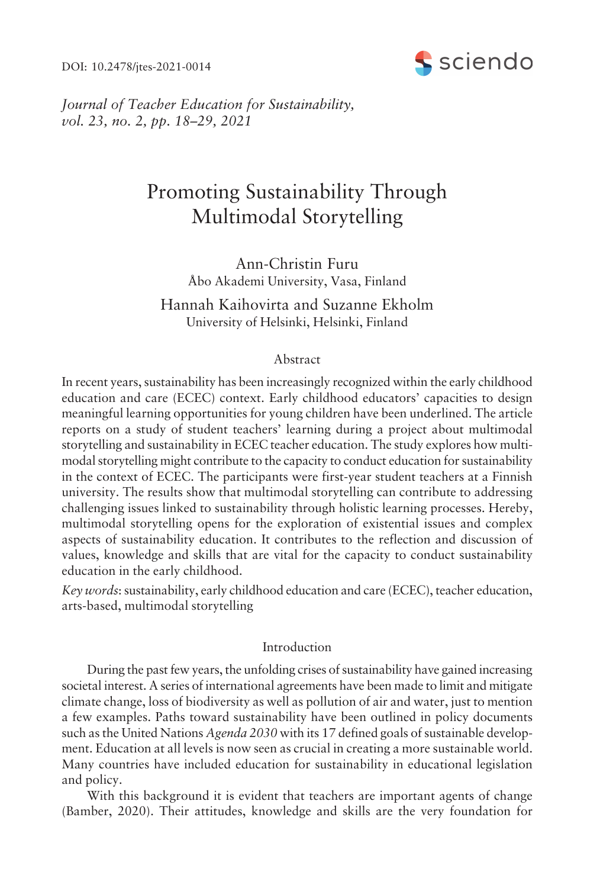DOI: 10.2478/jtes-2021-0014

*Journal of Teacher Education for Sustainability, vol. 23, no. 2, pp. 18–29, 2021*

# Promoting Sustainability Through Multimodal Storytelling

Ann-Christin Furu
Åbo Akademi University, Vasa, Finland

Hannah Kaihovirta and Suzanne Ekholm
University of Helsinki, Helsinki, Finland

## Abstract

In recent years, sustainability has been increasingly recognized within the early childhood education and care (ECEC) context. Early childhood educators' capacities to design meaningful learning opportunities for young children have been underlined. The article reports on a study of student teachers' learning during a project about multimodal storytelling and sustainability in ECEC teacher education. The study explores how multimodal storytelling might contribute to the capacity to conduct education for sustainability in the context of ECEC. The participants were first-year student teachers at a Finnish university. The results show that multimodal storytelling can contribute to addressing challenging issues linked to sustainability through holistic learning processes. Hereby, multimodal storytelling opens for the exploration of existential issues and complex aspects of sustainability education. It contributes to the reflection and discussion of values, knowledge and skills that are vital for the capacity to conduct sustainability education in the early childhood.

*Key words*: sustainability, early childhood education and care (ECEC), teacher education, arts-based, multimodal storytelling

## Introduction

During the past few years, the unfolding crises of sustainability have gained increasing societal interest. A series of international agreements have been made to limit and mitigate climate change, loss of biodiversity as well as pollution of air and water, just to mention a few examples. Paths toward sustainability have been outlined in policy documents such as the United Nations *Agenda 2030* with its 17 defined goals of sustainable development. Education at all levels is now seen as crucial in creating a more sustainable world. Many countries have included education for sustainability in educational legislation and policy.

With this background it is evident that teachers are important agents of change (Bamber, 2020). Their attitudes, knowledge and skills are the very foundation for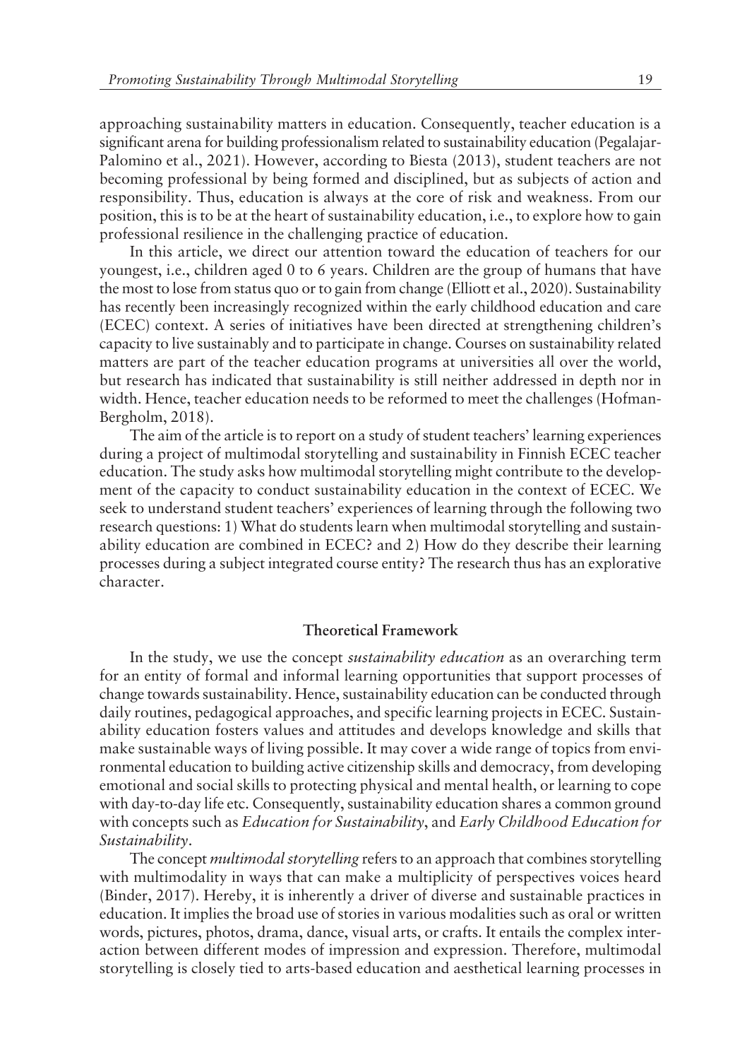approaching sustainability matters in education. Consequently, teacher education is a significant arena for building professionalism related to sustainability education (Pegalajar-Palomino et al., 2021). However, according to Biesta (2013), student teachers are not becoming professional by being formed and disciplined, but as subjects of action and responsibility. Thus, education is always at the core of risk and weakness. From our position, this is to be at the heart of sustainability education, i.e., to explore how to gain professional resilience in the challenging practice of education.

In this article, we direct our attention toward the education of teachers for our youngest, i.e., children aged 0 to 6 years. Children are the group of humans that have the most to lose from status quo or to gain from change (Elliott et al., 2020). Sustainability has recently been increasingly recognized within the early childhood education and care (ECEC) context. A series of initiatives have been directed at strengthening children's capacity to live sustainably and to participate in change. Courses on sustainability related matters are part of the teacher education programs at universities all over the world, but research has indicated that sustainability is still neither addressed in depth nor in width. Hence, teacher education needs to be reformed to meet the challenges (Hofman-Bergholm, 2018).

The aim of the article is to report on a study of student teachers' learning experiences during a project of multimodal storytelling and sustainability in Finnish ECEC teacher education. The study asks how multimodal storytelling might contribute to the development of the capacity to conduct sustainability education in the context of ECEC. We seek to understand student teachers' experiences of learning through the following two research questions: 1) What do students learn when multimodal storytelling and sustainability education are combined in ECEC? and 2) How do they describe their learning processes during a subject integrated course entity? The research thus has an explorative character.

## Theoretical Framework

In the study, we use the concept *sustainability education* as an overarching term for an entity of formal and informal learning opportunities that support processes of change towards sustainability. Hence, sustainability education can be conducted through daily routines, pedagogical approaches, and specific learning projects in ECEC. Sustainability education fosters values and attitudes and develops knowledge and skills that make sustainable ways of living possible. It may cover a wide range of topics from environmental education to building active citizenship skills and democracy, from developing emotional and social skills to protecting physical and mental health, or learning to cope with day-to-day life etc. Consequently, sustainability education shares a common ground with concepts such as *Education for Sustainability*, and *Early Childhood Education for Sustainability*.

The concept *multimodal storytelling* refers to an approach that combines storytelling with multimodality in ways that can make a multiplicity of perspectives voices heard (Binder, 2017). Hereby, it is inherently a driver of diverse and sustainable practices in education. It implies the broad use of stories in various modalities such as oral or written words, pictures, photos, drama, dance, visual arts, or crafts. It entails the complex interaction between different modes of impression and expression. Therefore, multimodal storytelling is closely tied to arts-based education and aesthetical learning processes in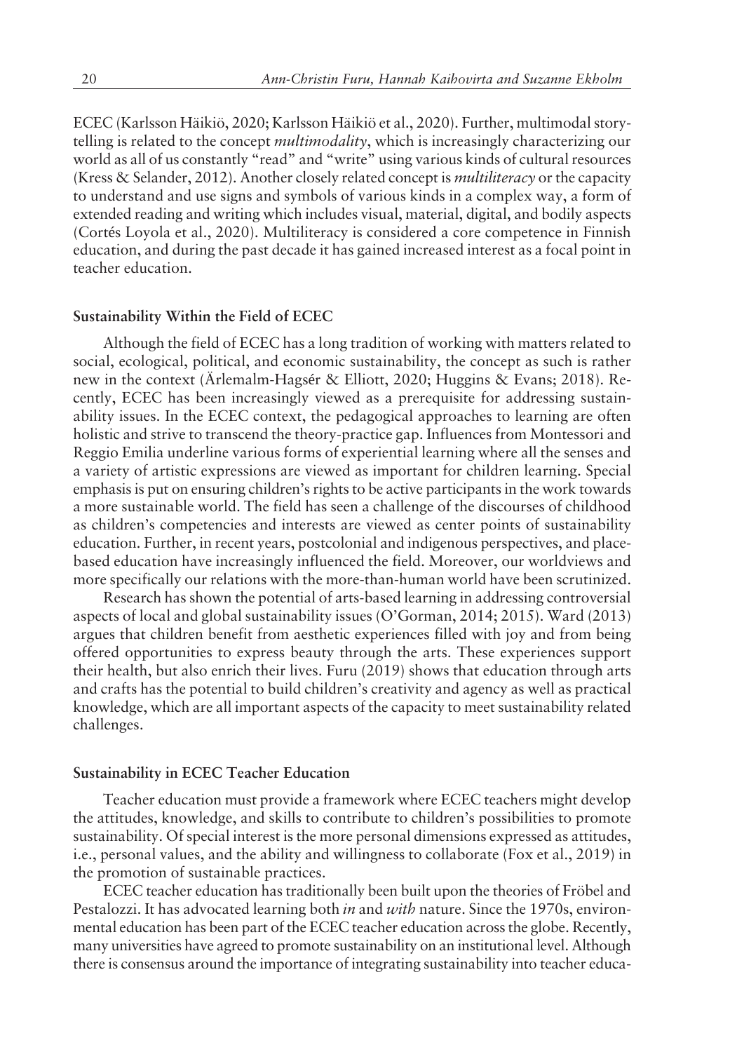ECEC (Karlsson Häikiö, 2020; Karlsson Häikiö et al., 2020). Further, multimodal storytelling is related to the concept *multimodality*, which is increasingly characterizing our world as all of us constantly "read" and "write" using various kinds of cultural resources (Kress & Selander, 2012). Another closely related concept is *multiliteracy* or the capacity to understand and use signs and symbols of various kinds in a complex way, a form of extended reading and writing which includes visual, material, digital, and bodily aspects (Cortés Loyola et al., 2020). Multiliteracy is considered a core competence in Finnish education, and during the past decade it has gained increased interest as a focal point in teacher education.

### Sustainability Within the Field of ECEC

Although the field of ECEC has a long tradition of working with matters related to social, ecological, political, and economic sustainability, the concept as such is rather new in the context (Ärlemalm-Hagsér & Elliott, 2020; Huggins & Evans; 2018). Recently, ECEC has been increasingly viewed as a prerequisite for addressing sustainability issues. In the ECEC context, the pedagogical approaches to learning are often holistic and strive to transcend the theory-practice gap. Influences from Montessori and Reggio Emilia underline various forms of experiential learning where all the senses and a variety of artistic expressions are viewed as important for children learning. Special emphasis is put on ensuring children's rights to be active participants in the work towards a more sustainable world. The field has seen a challenge of the discourses of childhood as children's competencies and interests are viewed as center points of sustainability education. Further, in recent years, postcolonial and indigenous perspectives, and place-based education have increasingly influenced the field. Moreover, our worldviews and more specifically our relations with the more-than-human world have been scrutinized.

Research has shown the potential of arts-based learning in addressing controversial aspects of local and global sustainability issues (O'Gorman, 2014; 2015). Ward (2013) argues that children benefit from aesthetic experiences filled with joy and from being offered opportunities to express beauty through the arts. These experiences support their health, but also enrich their lives. Furu (2019) shows that education through arts and crafts has the potential to build children's creativity and agency as well as practical knowledge, which are all important aspects of the capacity to meet sustainability related challenges.

### Sustainability in ECEC Teacher Education

Teacher education must provide a framework where ECEC teachers might develop the attitudes, knowledge, and skills to contribute to children's possibilities to promote sustainability. Of special interest is the more personal dimensions expressed as attitudes, i.e., personal values, and the ability and willingness to collaborate (Fox et al., 2019) in the promotion of sustainable practices.

ECEC teacher education has traditionally been built upon the theories of Fröbel and Pestalozzi. It has advocated learning both *in* and *with* nature. Since the 1970s, environmental education has been part of the ECEC teacher education across the globe. Recently, many universities have agreed to promote sustainability on an institutional level. Although there is consensus around the importance of integrating sustainability into teacher educa-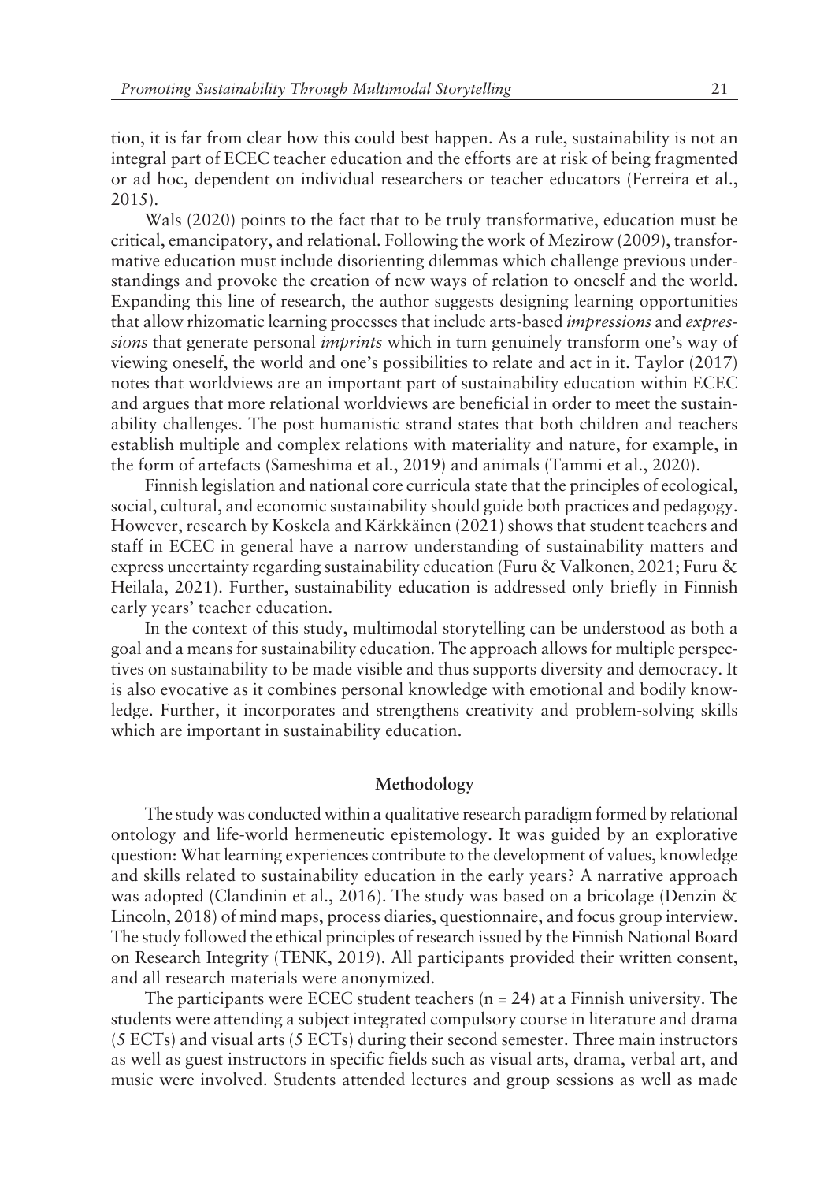tion, it is far from clear how this could best happen. As a rule, sustainability is not an integral part of ECEC teacher education and the efforts are at risk of being fragmented or ad hoc, dependent on individual researchers or teacher educators (Ferreira et al., 2015).

Wals (2020) points to the fact that to be truly transformative, education must be critical, emancipatory, and relational. Following the work of Mezirow (2009), transformative education must include disorienting dilemmas which challenge previous understandings and provoke the creation of new ways of relation to oneself and the world. Expanding this line of research, the author suggests designing learning opportunities that allow rhizomatic learning processes that include arts-based *impressions* and *expressions* that generate personal *imprints* which in turn genuinely transform one's way of viewing oneself, the world and one's possibilities to relate and act in it. Taylor (2017) notes that worldviews are an important part of sustainability education within ECEC and argues that more relational worldviews are beneficial in order to meet the sustainability challenges. The post humanistic strand states that both children and teachers establish multiple and complex relations with materiality and nature, for example, in the form of artefacts (Sameshima et al., 2019) and animals (Tammi et al., 2020).

Finnish legislation and national core curricula state that the principles of ecological, social, cultural, and economic sustainability should guide both practices and pedagogy. However, research by Koskela and Kärkkäinen (2021) shows that student teachers and staff in ECEC in general have a narrow understanding of sustainability matters and express uncertainty regarding sustainability education (Furu & Valkonen, 2021; Furu & Heilala, 2021). Further, sustainability education is addressed only briefly in Finnish early years' teacher education.

In the context of this study, multimodal storytelling can be understood as both a goal and a means for sustainability education. The approach allows for multiple perspectives on sustainability to be made visible and thus supports diversity and democracy. It is also evocative as it combines personal knowledge with emotional and bodily knowledge. Further, it incorporates and strengthens creativity and problem-solving skills which are important in sustainability education.

## Methodology

The study was conducted within a qualitative research paradigm formed by relational ontology and life-world hermeneutic epistemology. It was guided by an explorative question: What learning experiences contribute to the development of values, knowledge and skills related to sustainability education in the early years? A narrative approach was adopted (Clandinin et al., 2016). The study was based on a bricolage (Denzin & Lincoln, 2018) of mind maps, process diaries, questionnaire, and focus group interview. The study followed the ethical principles of research issued by the Finnish National Board on Research Integrity (TENK, 2019). All participants provided their written consent, and all research materials were anonymized.

The participants were ECEC student teachers ($n = 24$) at a Finnish university. The students were attending a subject integrated compulsory course in literature and drama (5 ECTs) and visual arts (5 ECTs) during their second semester. Three main instructors as well as guest instructors in specific fields such as visual arts, drama, verbal art, and music were involved. Students attended lectures and group sessions as well as made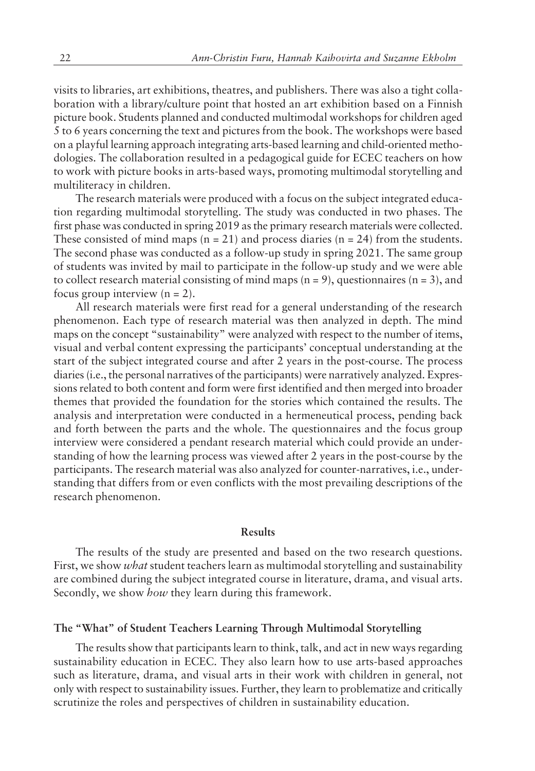visits to libraries, art exhibitions, theatres, and publishers. There was also a tight collaboration with a library/culture point that hosted an art exhibition based on a Finnish picture book. Students planned and conducted multimodal workshops for children aged 5 to 6 years concerning the text and pictures from the book. The workshops were based on a playful learning approach integrating arts-based learning and child-oriented methodologies. The collaboration resulted in a pedagogical guide for ECEC teachers on how to work with picture books in arts-based ways, promoting multimodal storytelling and multiliteracy in children.

The research materials were produced with a focus on the subject integrated education regarding multimodal storytelling. The study was conducted in two phases. The first phase was conducted in spring 2019 as the primary research materials were collected. These consisted of mind maps (n = 21) and process diaries (n = 24) from the students. The second phase was conducted as a follow-up study in spring 2021. The same group of students was invited by mail to participate in the follow-up study and we were able to collect research material consisting of mind maps (n = 9), questionnaires (n = 3), and focus group interview (n = 2).

All research materials were first read for a general understanding of the research phenomenon. Each type of research material was then analyzed in depth. The mind maps on the concept "sustainability" were analyzed with respect to the number of items, visual and verbal content expressing the participants' conceptual understanding at the start of the subject integrated course and after 2 years in the post-course. The process diaries (i.e., the personal narratives of the participants) were narratively analyzed. Expressions related to both content and form were first identified and then merged into broader themes that provided the foundation for the stories which contained the results. The analysis and interpretation were conducted in a hermeneutical process, pending back and forth between the parts and the whole. The questionnaires and the focus group interview were considered a pendant research material which could provide an understanding of how the learning process was viewed after 2 years in the post-course by the participants. The research material was also analyzed for counter-narratives, i.e., understanding that differs from or even conflicts with the most prevailing descriptions of the research phenomenon.

## Results

The results of the study are presented and based on the two research questions. First, we show *what* student teachers learn as multimodal storytelling and sustainability are combined during the subject integrated course in literature, drama, and visual arts. Secondly, we show *how* they learn during this framework.

### The "What" of Student Teachers Learning Through Multimodal Storytelling

The results show that participants learn to think, talk, and act in new ways regarding sustainability education in ECEC. They also learn how to use arts-based approaches such as literature, drama, and visual arts in their work with children in general, not only with respect to sustainability issues. Further, they learn to problematize and critically scrutinize the roles and perspectives of children in sustainability education.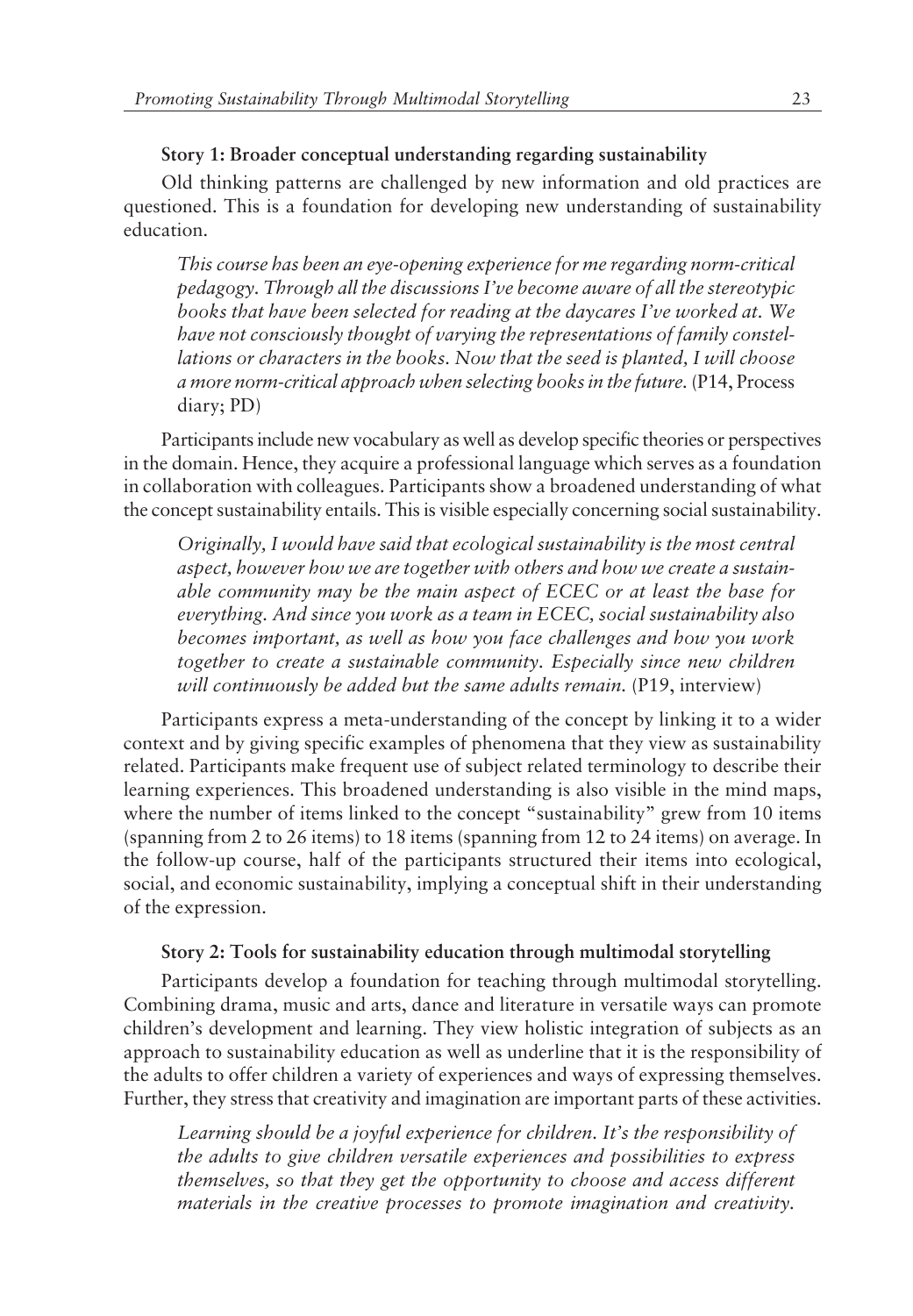**Story 1: Broader conceptual understanding regarding sustainability**

Old thinking patterns are challenged by new information and old practices are questioned. This is a foundation for developing new understanding of sustainability education.

> *This course has been an eye-opening experience for me regarding norm-critical pedagogy. Through all the discussions I've become aware of all the stereotypic books that have been selected for reading at the daycares I've worked at. We have not consciously thought of varying the representations of family constellations or characters in the books. Now that the seed is planted, I will choose a more norm-critical approach when selecting books in the future.* (P14, Process diary; PD)

Participants include new vocabulary as well as develop specific theories or perspectives in the domain. Hence, they acquire a professional language which serves as a foundation in collaboration with colleagues. Participants show a broadened understanding of what the concept sustainability entails. This is visible especially concerning social sustainability.

> *Originally, I would have said that ecological sustainability is the most central aspect, however how we are together with others and how we create a sustainable community may be the main aspect of ECEC or at least the base for everything. And since you work as a team in ECEC, social sustainability also becomes important, as well as how you face challenges and how you work together to create a sustainable community. Especially since new children will continuously be added but the same adults remain.* (P19, interview)

Participants express a meta-understanding of the concept by linking it to a wider context and by giving specific examples of phenomena that they view as sustainability related. Participants make frequent use of subject related terminology to describe their learning experiences. This broadened understanding is also visible in the mind maps, where the number of items linked to the concept "sustainability" grew from 10 items (spanning from 2 to 26 items) to 18 items (spanning from 12 to 24 items) on average. In the follow-up course, half of the participants structured their items into ecological, social, and economic sustainability, implying a conceptual shift in their understanding of the expression.

**Story 2: Tools for sustainability education through multimodal storytelling**

Participants develop a foundation for teaching through multimodal storytelling. Combining drama, music and arts, dance and literature in versatile ways can promote children's development and learning. They view holistic integration of subjects as an approach to sustainability education as well as underline that it is the responsibility of the adults to offer children a variety of experiences and ways of expressing themselves. Further, they stress that creativity and imagination are important parts of these activities.

> *Learning should be a joyful experience for children. It's the responsibility of the adults to give children versatile experiences and possibilities to express themselves, so that they get the opportunity to choose and access different materials in the creative processes to promote imagination and creativity.*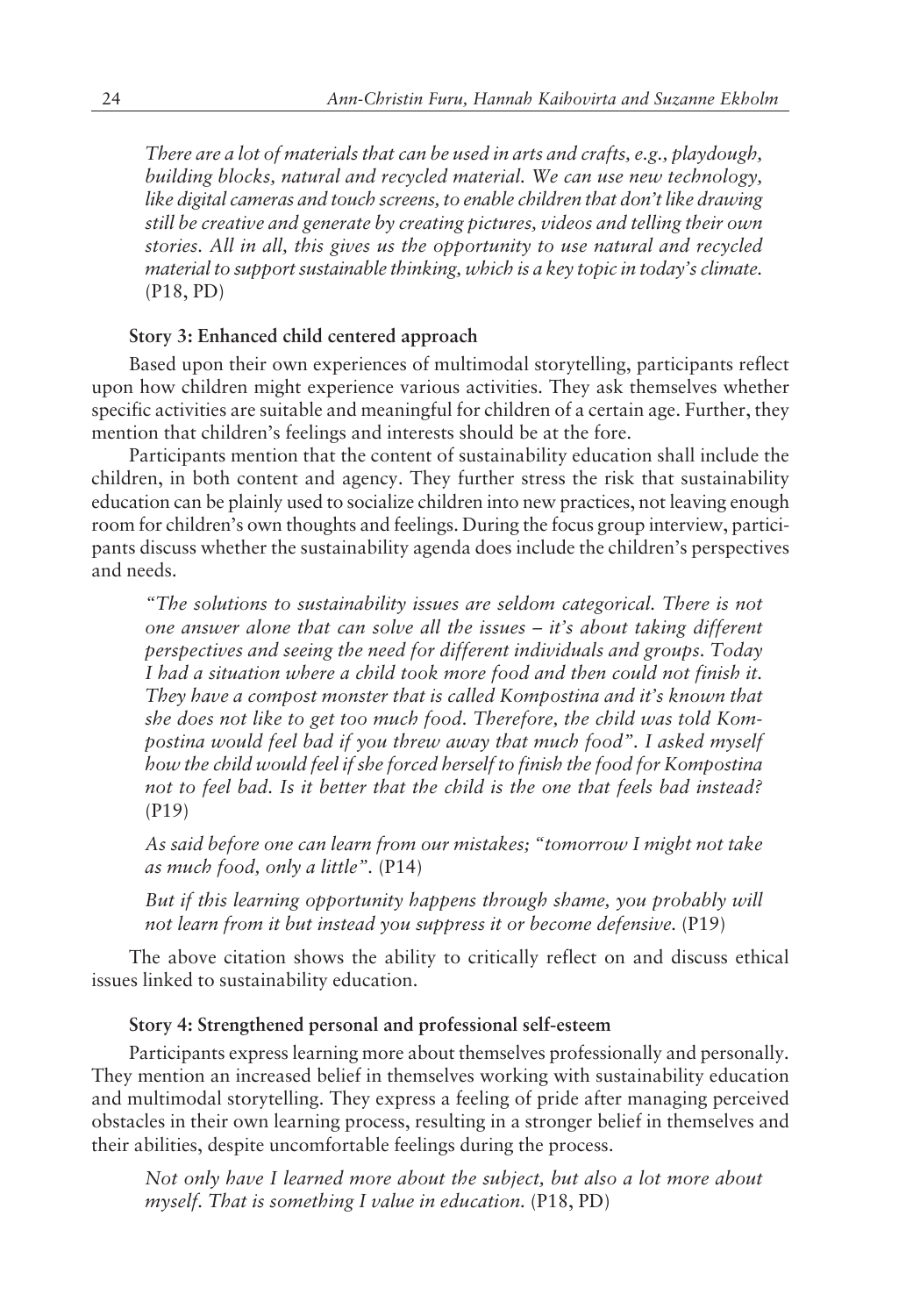*There are a lot of materials that can be used in arts and crafts, e.g., playdough, building blocks, natural and recycled material. We can use new technology, like digital cameras and touch screens, to enable children that don't like drawing still be creative and generate by creating pictures, videos and telling their own stories. All in all, this gives us the opportunity to use natural and recycled material to support sustainable thinking, which is a key topic in today's climate.* (P18, PD)

**Story 3: Enhanced child centered approach**

Based upon their own experiences of multimodal storytelling, participants reflect upon how children might experience various activities. They ask themselves whether specific activities are suitable and meaningful for children of a certain age. Further, they mention that children's feelings and interests should be at the fore.

Participants mention that the content of sustainability education shall include the children, in both content and agency. They further stress the risk that sustainability education can be plainly used to socialize children into new practices, not leaving enough room for children's own thoughts and feelings. During the focus group interview, participants discuss whether the sustainability agenda does include the children's perspectives and needs.

*"The solutions to sustainability issues are seldom categorical. There is not one answer alone that can solve all the issues – it's about taking different perspectives and seeing the need for different individuals and groups. Today I had a situation where a child took more food and then could not finish it. They have a compost monster that is called Kompostina and it's known that she does not like to get too much food. Therefore, the child was told Kompostina would feel bad if you threw away that much food". I asked myself how the child would feel if she forced herself to finish the food for Kompostina not to feel bad. Is it better that the child is the one that feels bad instead?* (P19)

*As said before one can learn from our mistakes; "tomorrow I might not take as much food, only a little".* (P14)

*But if this learning opportunity happens through shame, you probably will not learn from it but instead you suppress it or become defensive.* (P19)

The above citation shows the ability to critically reflect on and discuss ethical issues linked to sustainability education.

**Story 4: Strengthened personal and professional self-esteem**

Participants express learning more about themselves professionally and personally. They mention an increased belief in themselves working with sustainability education and multimodal storytelling. They express a feeling of pride after managing perceived obstacles in their own learning process, resulting in a stronger belief in themselves and their abilities, despite uncomfortable feelings during the process.

*Not only have I learned more about the subject, but also a lot more about myself. That is something I value in education.* (P18, PD)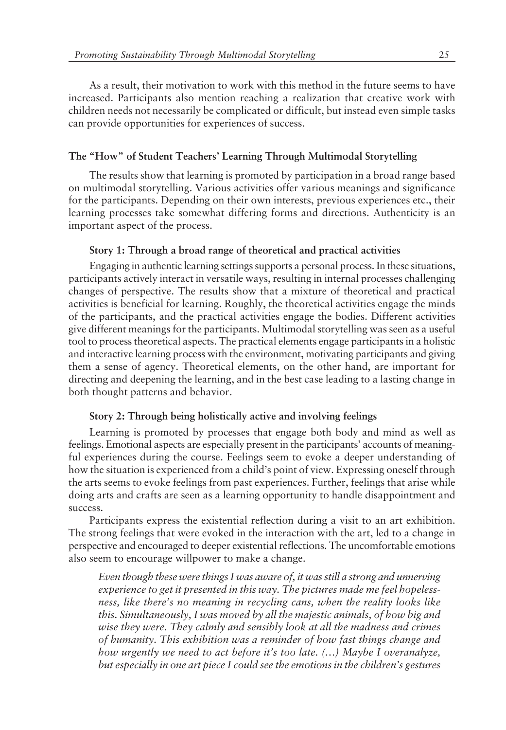As a result, their motivation to work with this method in the future seems to have increased. Participants also mention reaching a realization that creative work with children needs not necessarily be complicated or difficult, but instead even simple tasks can provide opportunities for experiences of success.

### The "How" of Student Teachers' Learning Through Multimodal Storytelling

The results show that learning is promoted by participation in a broad range based on multimodal storytelling. Various activities offer various meanings and significance for the participants. Depending on their own interests, previous experiences etc., their learning processes take somewhat differing forms and directions. Authenticity is an important aspect of the process.

#### Story 1: Through a broad range of theoretical and practical activities

Engaging in authentic learning settings supports a personal process. In these situations, participants actively interact in versatile ways, resulting in internal processes challenging changes of perspective. The results show that a mixture of theoretical and practical activities is beneficial for learning. Roughly, the theoretical activities engage the minds of the participants, and the practical activities engage the bodies. Different activities give different meanings for the participants. Multimodal storytelling was seen as a useful tool to process theoretical aspects. The practical elements engage participants in a holistic and interactive learning process with the environment, motivating participants and giving them a sense of agency. Theoretical elements, on the other hand, are important for directing and deepening the learning, and in the best case leading to a lasting change in both thought patterns and behavior.

#### Story 2: Through being holistically active and involving feelings

Learning is promoted by processes that engage both body and mind as well as feelings. Emotional aspects are especially present in the participants' accounts of meaningful experiences during the course. Feelings seem to evoke a deeper understanding of how the situation is experienced from a child's point of view. Expressing oneself through the arts seems to evoke feelings from past experiences. Further, feelings that arise while doing arts and crafts are seen as a learning opportunity to handle disappointment and success.

Participants express the existential reflection during a visit to an art exhibition. The strong feelings that were evoked in the interaction with the art, led to a change in perspective and encouraged to deeper existential reflections. The uncomfortable emotions also seem to encourage willpower to make a change.

> *Even though these were things I was aware of, it was still a strong and unnerving experience to get it presented in this way. The pictures made me feel hopelessness, like there's no meaning in recycling cans, when the reality looks like this. Simultaneously, I was moved by all the majestic animals, of how big and wise they were. They calmly and sensibly look at all the madness and crimes of humanity. This exhibition was a reminder of how fast things change and how urgently we need to act before it's too late. (…) Maybe I overanalyze, but especially in one art piece I could see the emotions in the children's gestures*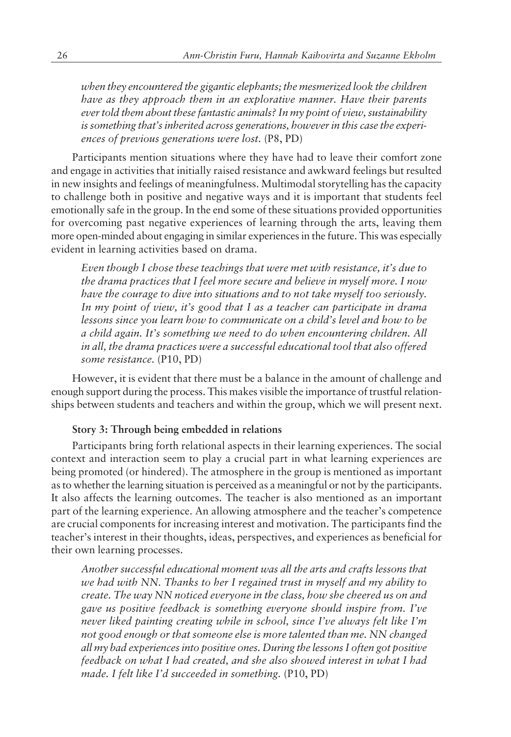*when they encountered the gigantic elephants; the mesmerized look the children have as they approach them in an explorative manner. Have their parents ever told them about these fantastic animals? In my point of view, sustainability is something that's inherited across generations, however in this case the experiences of previous generations were lost.* (P8, PD)

Participants mention situations where they have had to leave their comfort zone and engage in activities that initially raised resistance and awkward feelings but resulted in new insights and feelings of meaningfulness. Multimodal storytelling has the capacity to challenge both in positive and negative ways and it is important that students feel emotionally safe in the group. In the end some of these situations provided opportunities for overcoming past negative experiences of learning through the arts, leaving them more open-minded about engaging in similar experiences in the future. This was especially evident in learning activities based on drama.

> *Even though I chose these teachings that were met with resistance, it's due to the drama practices that I feel more secure and believe in myself more. I now have the courage to dive into situations and to not take myself too seriously. In my point of view, it's good that I as a teacher can participate in drama lessons since you learn how to communicate on a child's level and how to be a child again. It's something we need to do when encountering children. All in all, the drama practices were a successful educational tool that also offered some resistance.* (P10, PD)

However, it is evident that there must be a balance in the amount of challenge and enough support during the process. This makes visible the importance of trustful relationships between students and teachers and within the group, which we will present next.

### Story 3: Through being embedded in relations

Participants bring forth relational aspects in their learning experiences. The social context and interaction seem to play a crucial part in what learning experiences are being promoted (or hindered). The atmosphere in the group is mentioned as important as to whether the learning situation is perceived as a meaningful or not by the participants. It also affects the learning outcomes. The teacher is also mentioned as an important part of the learning experience. An allowing atmosphere and the teacher's competence are crucial components for increasing interest and motivation. The participants find the teacher's interest in their thoughts, ideas, perspectives, and experiences as beneficial for their own learning processes.

> *Another successful educational moment was all the arts and crafts lessons that we had with NN. Thanks to her I regained trust in myself and my ability to create. The way NN noticed everyone in the class, how she cheered us on and gave us positive feedback is something everyone should inspire from. I've never liked painting creating while in school, since I've always felt like I'm not good enough or that someone else is more talented than me. NN changed all my bad experiences into positive ones. During the lessons I often got positive feedback on what I had created, and she also showed interest in what I had made. I felt like I'd succeeded in something.* (P10, PD)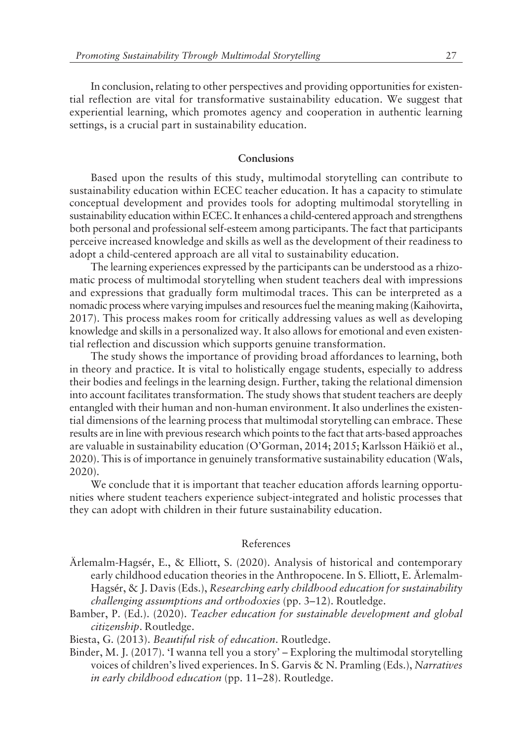In conclusion, relating to other perspectives and providing opportunities for existential reflection are vital for transformative sustainability education. We suggest that experiential learning, which promotes agency and cooperation in authentic learning settings, is a crucial part in sustainability education.

## Conclusions

Based upon the results of this study, multimodal storytelling can contribute to sustainability education within ECEC teacher education. It has a capacity to stimulate conceptual development and provides tools for adopting multimodal storytelling in sustainability education within ECEC. It enhances a child-centered approach and strengthens both personal and professional self-esteem among participants. The fact that participants perceive increased knowledge and skills as well as the development of their readiness to adopt a child-centered approach are all vital to sustainability education.

The learning experiences expressed by the participants can be understood as a rhizomatic process of multimodal storytelling when student teachers deal with impressions and expressions that gradually form multimodal traces. This can be interpreted as a nomadic process where varying impulses and resources fuel the meaning making (Kaihovirta, 2017). This process makes room for critically addressing values as well as developing knowledge and skills in a personalized way. It also allows for emotional and even existential reflection and discussion which supports genuine transformation.

The study shows the importance of providing broad affordances to learning, both in theory and practice. It is vital to holistically engage students, especially to address their bodies and feelings in the learning design. Further, taking the relational dimension into account facilitates transformation. The study shows that student teachers are deeply entangled with their human and non-human environment. It also underlines the existential dimensions of the learning process that multimodal storytelling can embrace. These results are in line with previous research which points to the fact that arts-based approaches are valuable in sustainability education (O'Gorman, 2014; 2015; Karlsson Häikiö et al., 2020). This is of importance in genuinely transformative sustainability education (Wals, 2020).

We conclude that it is important that teacher education affords learning opportunities where student teachers experience subject-integrated and holistic processes that they can adopt with children in their future sustainability education.

## References

Ärlemalm-Hagsér, E., & Elliott, S. (2020). Analysis of historical and contemporary early childhood education theories in the Anthropocene. In S. Elliott, E. Ärlemalm-Hagsér, & J. Davis (Eds.), *Researching early childhood education for sustainability challenging assumptions and orthodoxies* (pp. 3–12). Routledge.

Bamber, P. (Ed.). (2020). *Teacher education for sustainable development and global citizenship*. Routledge.

Biesta, G. (2013). *Beautiful risk of education*. Routledge.

Binder, M. J. (2017). 'I wanna tell you a story' – Exploring the multimodal storytelling voices of children's lived experiences. In S. Garvis & N. Pramling (Eds.), *Narratives in early childhood education* (pp. 11–28). Routledge.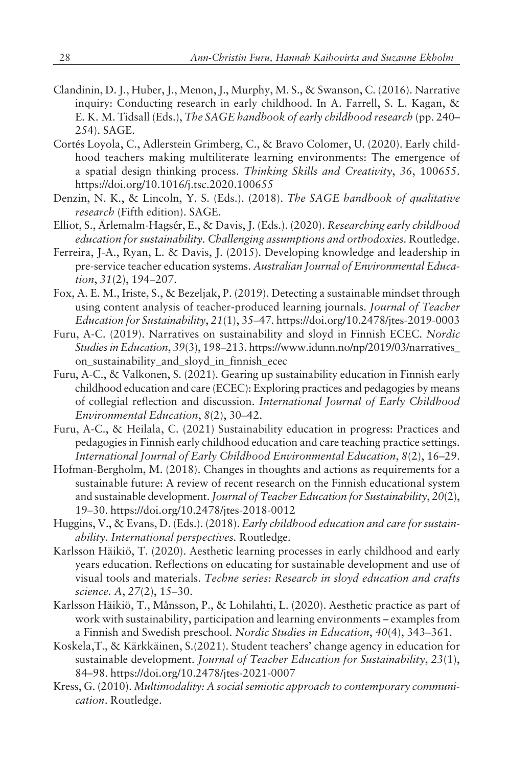Clandinin, D. J., Huber, J., Menon, J., Murphy, M. S., & Swanson, C. (2016). Narrative inquiry: Conducting research in early childhood. In A. Farrell, S. L. Kagan, & E. K. M. Tidsall (Eds.), *The SAGE handbook of early childhood research* (pp. 240–254). SAGE.

Cortés Loyola, C., Adlerstein Grimberg, C., & Bravo Colomer, U. (2020). Early childhood teachers making multiliterate learning environments: The emergence of a spatial design thinking process. *Thinking Skills and Creativity*, *36*, 100655. https://doi.org/10.1016/j.tsc.2020.100655

Denzin, N. K., & Lincoln, Y. S. (Eds.). (2018). *The SAGE handbook of qualitative research* (Fifth edition). SAGE.

Elliot, S., Ärlemalm-Hagsér, E., & Davis, J. (Eds.). (2020). *Researching early childhood education for sustainability. Challenging assumptions and orthodoxies*. Routledge.

Ferreira, J-A., Ryan, L. & Davis, J. (2015). Developing knowledge and leadership in pre-service teacher education systems. *Australian Journal of Environmental Education*, *31*(2), 194–207.

Fox, A. E. M., Iriste, S., & Bezeljak, P. (2019). Detecting a sustainable mindset through using content analysis of teacher-produced learning journals. *Journal of Teacher Education for Sustainability*, *21*(1), 35–47. https://doi.org/10.2478/jtes-2019-0003

Furu, A-C. (2019). Narratives on sustainability and sloyd in Finnish ECEC. *Nordic Studies in Education*, *39*(3), 198–213. https://www.idunn.no/np/2019/03/narratives_on_sustainability_and_sloyd_in_finnish_ecec

Furu, A-C., & Valkonen, S. (2021). Gearing up sustainability education in Finnish early childhood education and care (ECEC): Exploring practices and pedagogies by means of collegial reflection and discussion. *International Journal of Early Childhood Environmental Education*, *8*(2), 30–42.

Furu, A-C., & Heilala, C. (2021) Sustainability education in progress: Practices and pedagogies in Finnish early childhood education and care teaching practice settings. *International Journal of Early Childhood Environmental Education*, *8*(2), 16–29.

Hofman-Bergholm, M. (2018). Changes in thoughts and actions as requirements for a sustainable future: A review of recent research on the Finnish educational system and sustainable development. *Journal of Teacher Education for Sustainability*, *20*(2), 19–30. https://doi.org/10.2478/jtes-2018-0012

Huggins, V., & Evans, D. (Eds.). (2018). *Early childhood education and care for sustainability. International perspectives*. Routledge.

Karlsson Häikiö, T. (2020). Aesthetic learning processes in early childhood and early years education. Reflections on educating for sustainable development and use of visual tools and materials. *Techne series: Research in sloyd education and crafts science. A*, *27*(2), 15–30.

Karlsson Häikiö, T., Månsson, P., & Lohilahti, L. (2020). Aesthetic practice as part of work with sustainability, participation and learning environments – examples from a Finnish and Swedish preschool. *Nordic Studies in Education*, *40*(4), 343–361.

Koskela,T., & Kärkkäinen, S.(2021). Student teachers' change agency in education for sustainable development. *Journal of Teacher Education for Sustainability*, *23*(1), 84–98. https://doi.org/10.2478/jtes-2021-0007

Kress, G. (2010). *Multimodality: A social semiotic approach to contemporary communication*. Routledge.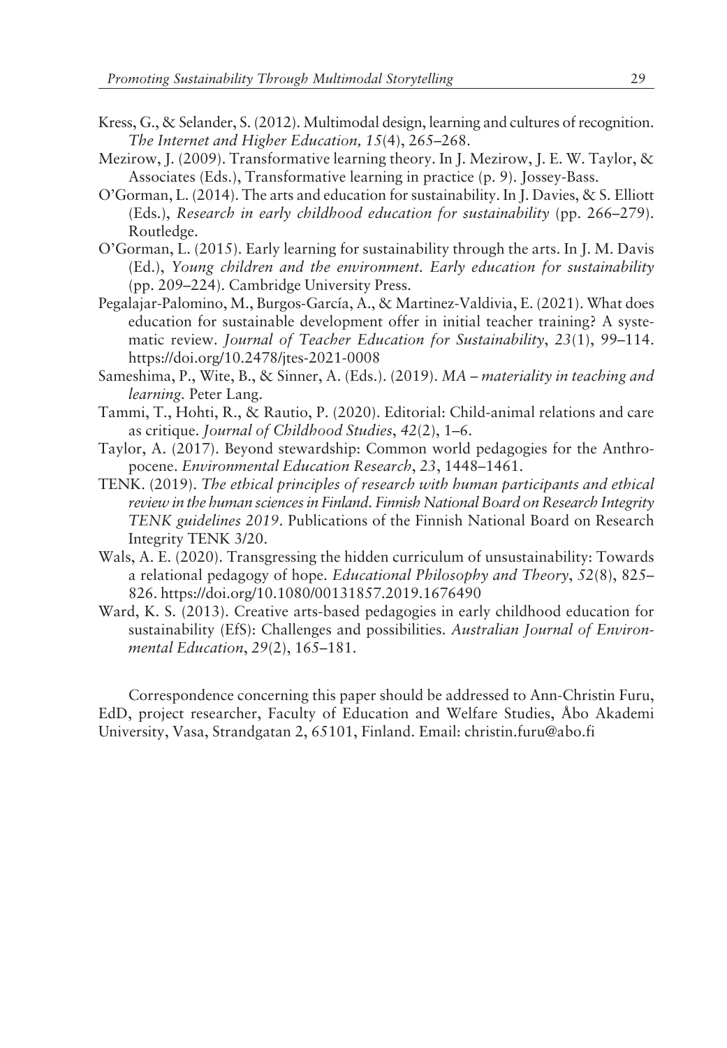Kress, G., & Selander, S. (2012). Multimodal design, learning and cultures of recognition. *The Internet and Higher Education, 15*(4), 265–268.

Mezirow, J. (2009). Transformative learning theory. In J. Mezirow, J. E. W. Taylor, & Associates (Eds.), Transformative learning in practice (p. 9). Jossey-Bass.

O'Gorman, L. (2014). The arts and education for sustainability. In J. Davies, & S. Elliott (Eds.), *Research in early childhood education for sustainability* (pp. 266–279). Routledge.

O'Gorman, L. (2015). Early learning for sustainability through the arts. In J. M. Davis (Ed.), *Young children and the environment. Early education for sustainability* (pp. 209–224). Cambridge University Press.

Pegalajar-Palomino, M., Burgos-García, A., & Martinez-Valdivia, E. (2021). What does education for sustainable development offer in initial teacher training? A systematic review. *Journal of Teacher Education for Sustainability*, *23*(1), 99–114. https://doi.org/10.2478/jtes-2021-0008

Sameshima, P., Wite, B., & Sinner, A. (Eds.). (2019). *MA – materiality in teaching and learning.* Peter Lang.

Tammi, T., Hohti, R., & Rautio, P. (2020). Editorial: Child-animal relations and care as critique. *Journal of Childhood Studies*, *42*(2), 1–6.

Taylor, A. (2017). Beyond stewardship: Common world pedagogies for the Anthropocene. *Environmental Education Research*, *23*, 1448–1461.

TENK. (2019). *The ethical principles of research with human participants and ethical review in the human sciences in Finland. Finnish National Board on Research Integrity TENK guidelines 2019*. Publications of the Finnish National Board on Research Integrity TENK 3/20.

Wals, A. E. (2020). Transgressing the hidden curriculum of unsustainability: Towards a relational pedagogy of hope. *Educational Philosophy and Theory*, *52*(8), 825–826. https://doi.org/10.1080/00131857.2019.1676490

Ward, K. S. (2013). Creative arts-based pedagogies in early childhood education for sustainability (EfS): Challenges and possibilities. *Australian Journal of Environmental Education*, *29*(2), 165–181.

Correspondence concerning this paper should be addressed to Ann-Christin Furu, EdD, project researcher, Faculty of Education and Welfare Studies, Åbo Akademi University, Vasa, Strandgatan 2, 65101, Finland. Email: christin.furu@abo.fi